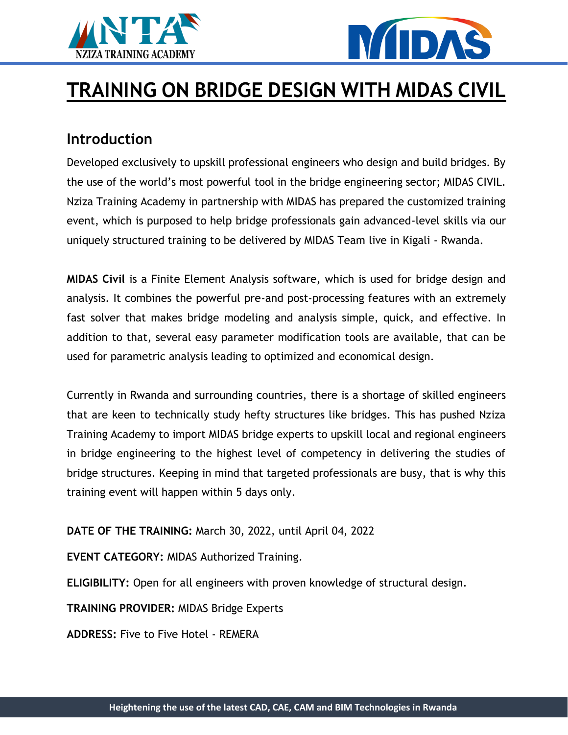# TRAINING ON BRIDGE DESIGN WITH MIDAS CIVIL

## Introduction

Developed exclusively to upskill professional engineers who design and build bridges. By the use of the world's most powerful tool in the bridge engineering sector; MIDAS CIVIL. Nziza Training Academy in partnership with MIDAS has prepared the customized training event, which is purposed to help bridge professionals gain advanced-level skills via our uniquely structured training to be delivered by MIDAS Team live in Kigali - Rwanda.

**MIDAS Civil** is a Finite Element Analysis software, which is used for bridge design and analysis. It combines the powerful pre-and post-processing features with an extremely fast solver that makes bridge modeling and analysis simple, quick, and effective. In addition to that, several easy parameter modification tools are available, that can be used for parametric analysis leading to optimized and economical design.

Currently in Rwanda and surrounding countries, there is a shortage of skilled engineers that are keen to technically study hefty structures like bridges. This has pushed Nziza Training Academy to import MIDAS bridge experts to upskill local and regional engineers in bridge engineering to the highest level of competency in delivering the studies of bridge structures. Keeping in mind that targeted professionals are busy, that is why this training event will happen within 5 days only.

**DATE OF THE TRAINING:** March 30, 2022, until April 04, 2022

**EVENT CATEGORY:** MIDAS Authorized Training.

**ELIGIBILITY:** Open for all engineers with proven knowledge of structural design.

**TRAINING PROVIDER:** MIDAS Bridge Experts

**ADDRESS:** Five to Five Hotel - REMERA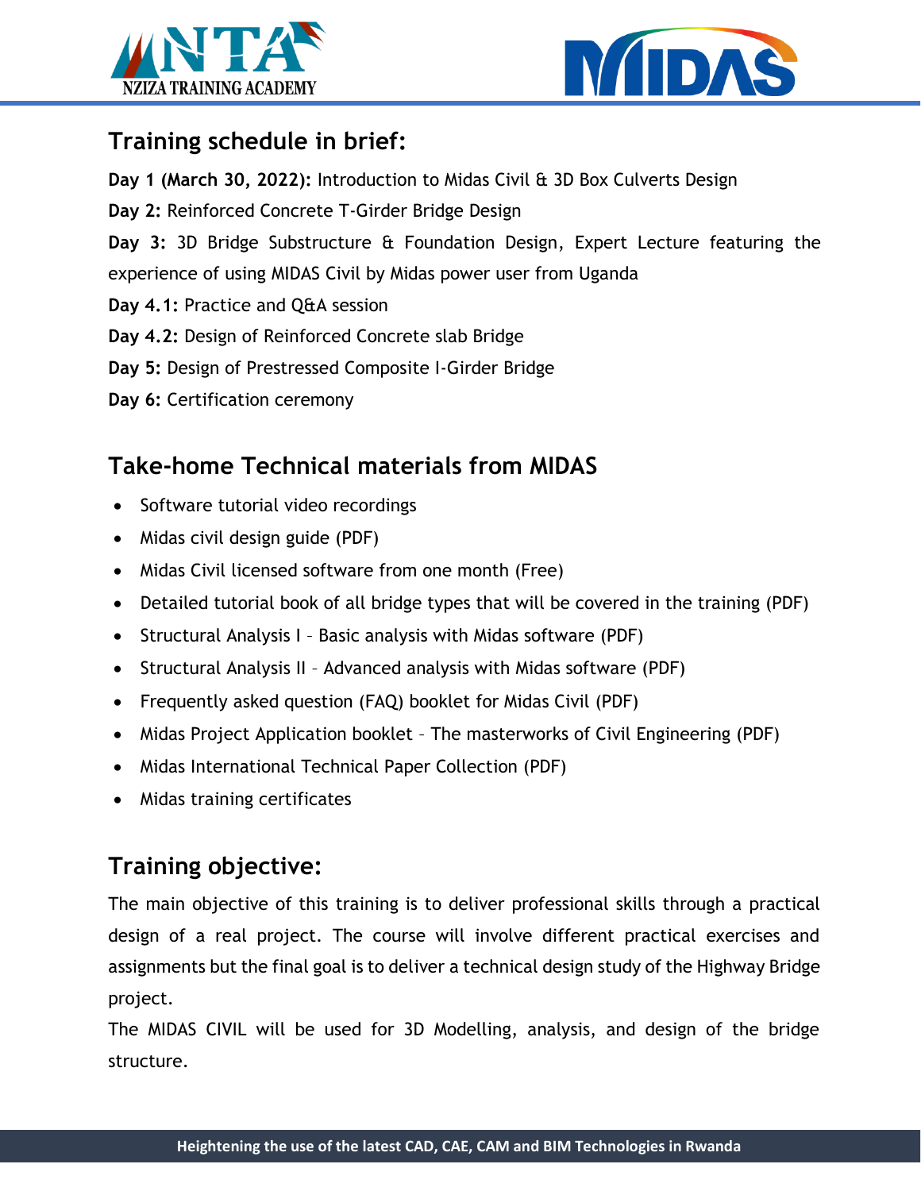## Training schedule in brief:

**Day 1 (March 30, 2022):** Introduction to Midas Civil & 3D Box Culverts Design

**Day 2:** Reinforced Concrete T-Girder Bridge Design

**Day 3:** 3D Bridge Substructure & Foundation Design, Expert Lecture featuring the experience of using MIDAS Civil by Midas power user from Uganda

**Day 4.1:** Practice and Q&A session

**Day 4.2:** Design of Reinforced Concrete slab Bridge

**Day 5:** Design of Prestressed Composite I-Girder Bridge

**Day 6:** Certification ceremony

## Take-home Technical materials from MIDAS

- Software tutorial video recordings
- Midas civil design guide (PDF)
- Midas Civil licensed software from one month (Free)
- Detailed tutorial book of all bridge types that will be covered in the training (PDF)
- Structural Analysis I – Basic analysis with Midas software (PDF)
- Structural Analysis II – Advanced analysis with Midas software (PDF)
- Frequently asked question (FAQ) booklet for Midas Civil (PDF)
- Midas Project Application booklet – The masterworks of Civil Engineering (PDF)
- Midas International Technical Paper Collection (PDF)
- Midas training certificates

## Training objective:

The main objective of this training is to deliver professional skills through a practical design of a real project. The course will involve different practical exercises and assignments but the final goal is to deliver a technical design study of the Highway Bridge project.

The MIDAS CIVIL will be used for 3D Modelling, analysis, and design of the bridge structure.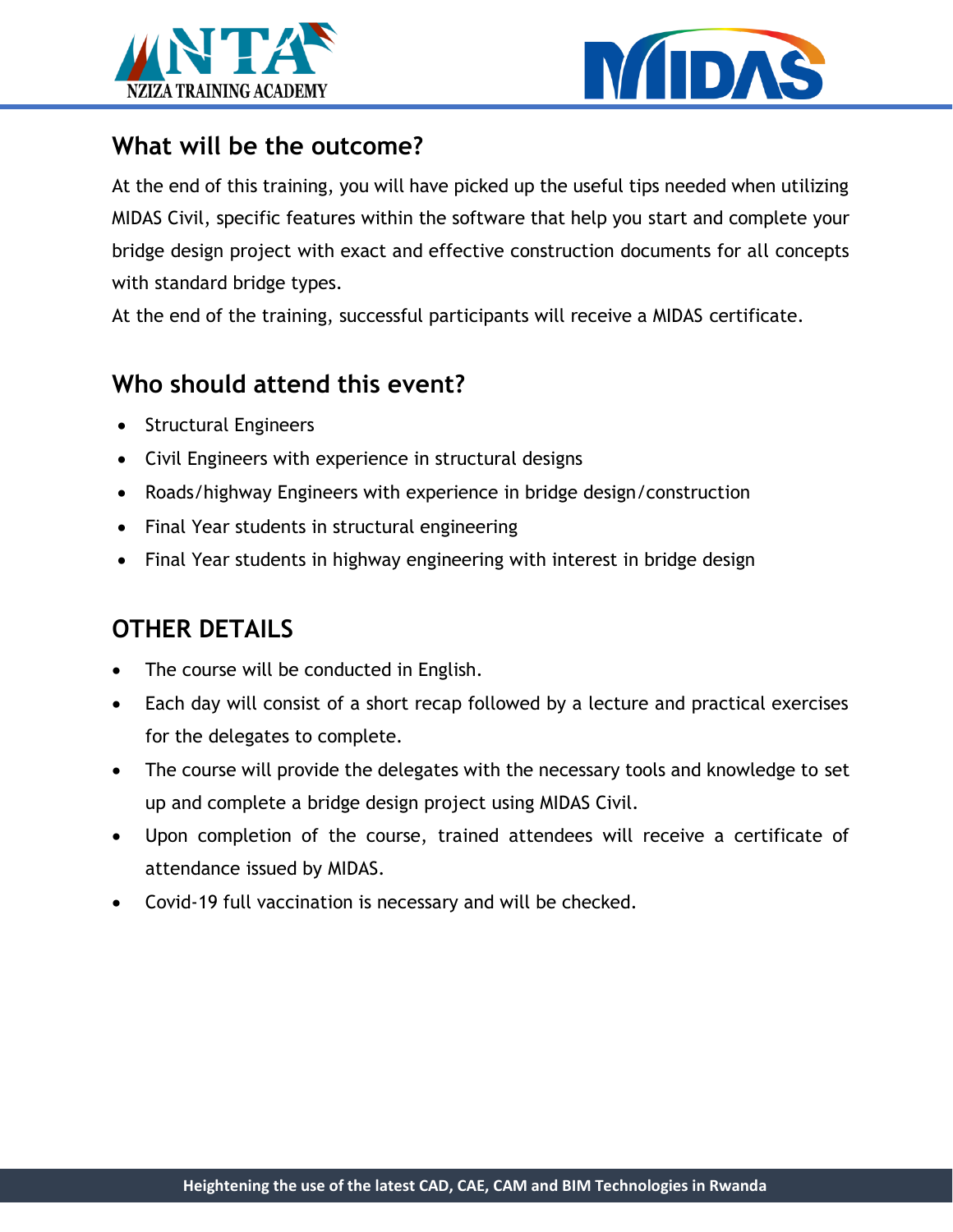## What will be the outcome?

At the end of this training, you will have picked up the useful tips needed when utilizing MIDAS Civil, specific features within the software that help you start and complete your bridge design project with exact and effective construction documents for all concepts with standard bridge types.

At the end of the training, successful participants will receive a MIDAS certificate.

## Who should attend this event?

- Structural Engineers
- Civil Engineers with experience in structural designs
- Roads/highway Engineers with experience in bridge design/construction
- Final Year students in structural engineering
- Final Year students in highway engineering with interest in bridge design

## OTHER DETAILS

- The course will be conducted in English.
- Each day will consist of a short recap followed by a lecture and practical exercises for the delegates to complete.
- The course will provide the delegates with the necessary tools and knowledge to set up and complete a bridge design project using MIDAS Civil.
- Upon completion of the course, trained attendees will receive a certificate of attendance issued by MIDAS.
- Covid-19 full vaccination is necessary and will be checked.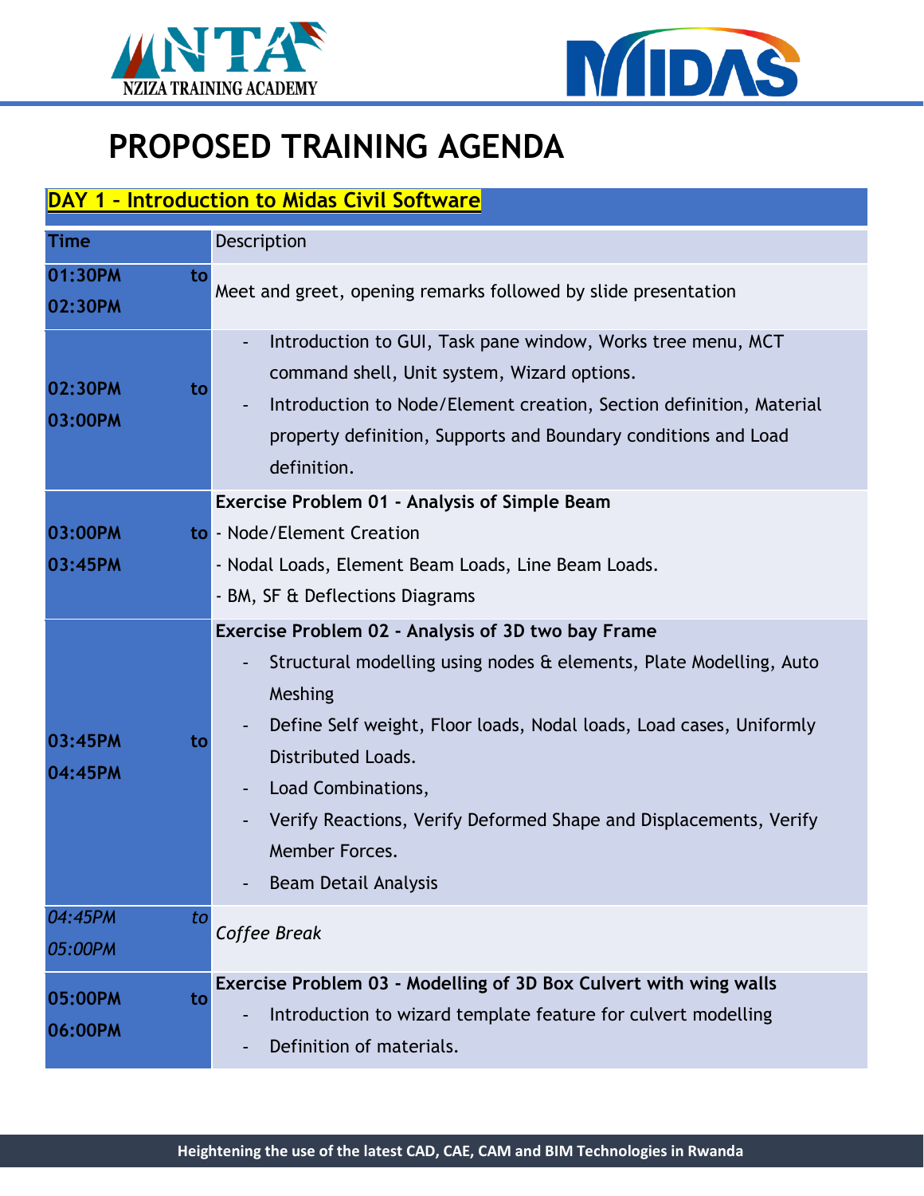# PROPOSED TRAINING AGENDA

| **DAY 1 – Introduction to Midas Civil Software** | |
|---|---|
| **Time** | Description |
| **01:30PM to 02:30PM** | Meet and greet, opening remarks followed by slide presentation |
| **02:30PM to 03:00PM** | - Introduction to GUI, Task pane window, Works tree menu, MCT command shell, Unit system, Wizard options.<br>- Introduction to Node/Element creation, Section definition, Material property definition, Supports and Boundary conditions and Load definition. |
| **03:00PM to 03:45PM** | **Exercise Problem 01 - Analysis of Simple Beam**<br>- Node/Element Creation<br>- Nodal Loads, Element Beam Loads, Line Beam Loads.<br>- BM, SF & Deflections Diagrams |
| **03:45PM to 04:45PM** | **Exercise Problem 02 - Analysis of 3D two bay Frame**<br>- Structural modelling using nodes & elements, Plate Modelling, Auto Meshing<br>- Define Self weight, Floor loads, Nodal loads, Load cases, Uniformly Distributed Loads.<br>- Load Combinations,<br>- Verify Reactions, Verify Deformed Shape and Displacements, Verify Member Forces.<br>- Beam Detail Analysis |
| *04:45PM to 05:00PM* | *Coffee Break* |
| **05:00PM to 06:00PM** | **Exercise Problem 03 - Modelling of 3D Box Culvert with wing walls**<br>- Introduction to wizard template feature for culvert modelling<br>- Definition of materials. |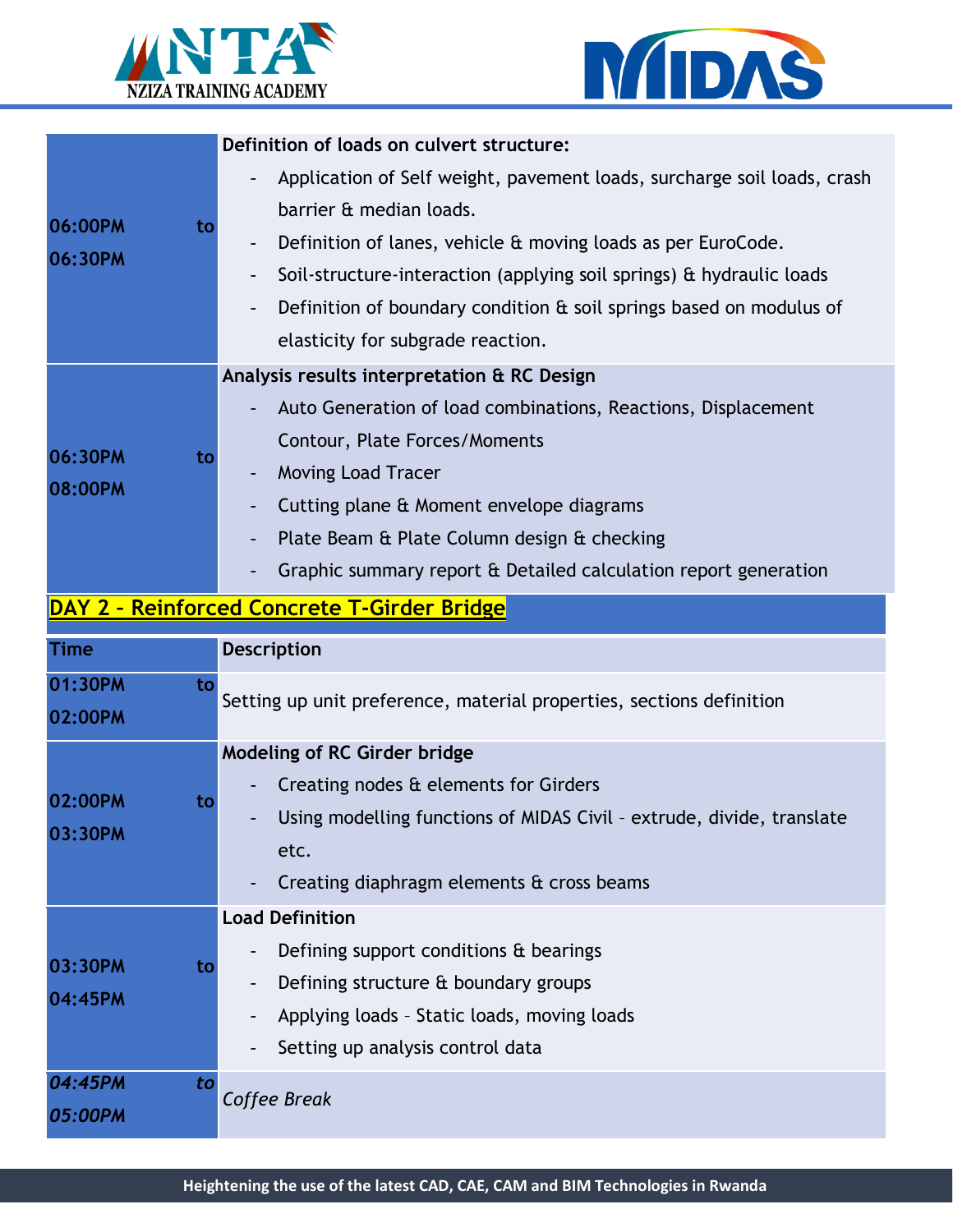| | |
|---|---|
| **06:00PM to 06:30PM** | **Definition of loads on culvert structure:**<br>- Application of Self weight, pavement loads, surcharge soil loads, crash barrier & median loads.<br>- Definition of lanes, vehicle & moving loads as per EuroCode.<br>- Soil-structure-interaction (applying soil springs) & hydraulic loads<br>- Definition of boundary condition & soil springs based on modulus of elasticity for subgrade reaction. |
| **06:30PM to 08:00PM** | **Analysis results interpretation & RC Design**<br>- Auto Generation of load combinations, Reactions, Displacement Contour, Plate Forces/Moments<br>- Moving Load Tracer<br>- Cutting plane & Moment envelope diagrams<br>- Plate Beam & Plate Column design & checking<br>- Graphic summary report & Detailed calculation report generation |

## DAY 2 – Reinforced Concrete T-Girder Bridge

| Time | Description |
|---|---|
| **01:30PM to 02:00PM** | Setting up unit preference, material properties, sections definition |
| **02:00PM to 03:30PM** | **Modeling of RC Girder bridge**<br>- Creating nodes & elements for Girders<br>- Using modelling functions of MIDAS Civil – extrude, divide, translate etc.<br>- Creating diaphragm elements & cross beams |
| **03:30PM to 04:45PM** | **Load Definition**<br>- Defining support conditions & bearings<br>- Defining structure & boundary groups<br>- Applying loads – Static loads, moving loads<br>- Setting up analysis control data |
| ***04:45PM to 05:00PM*** | *Coffee Break* |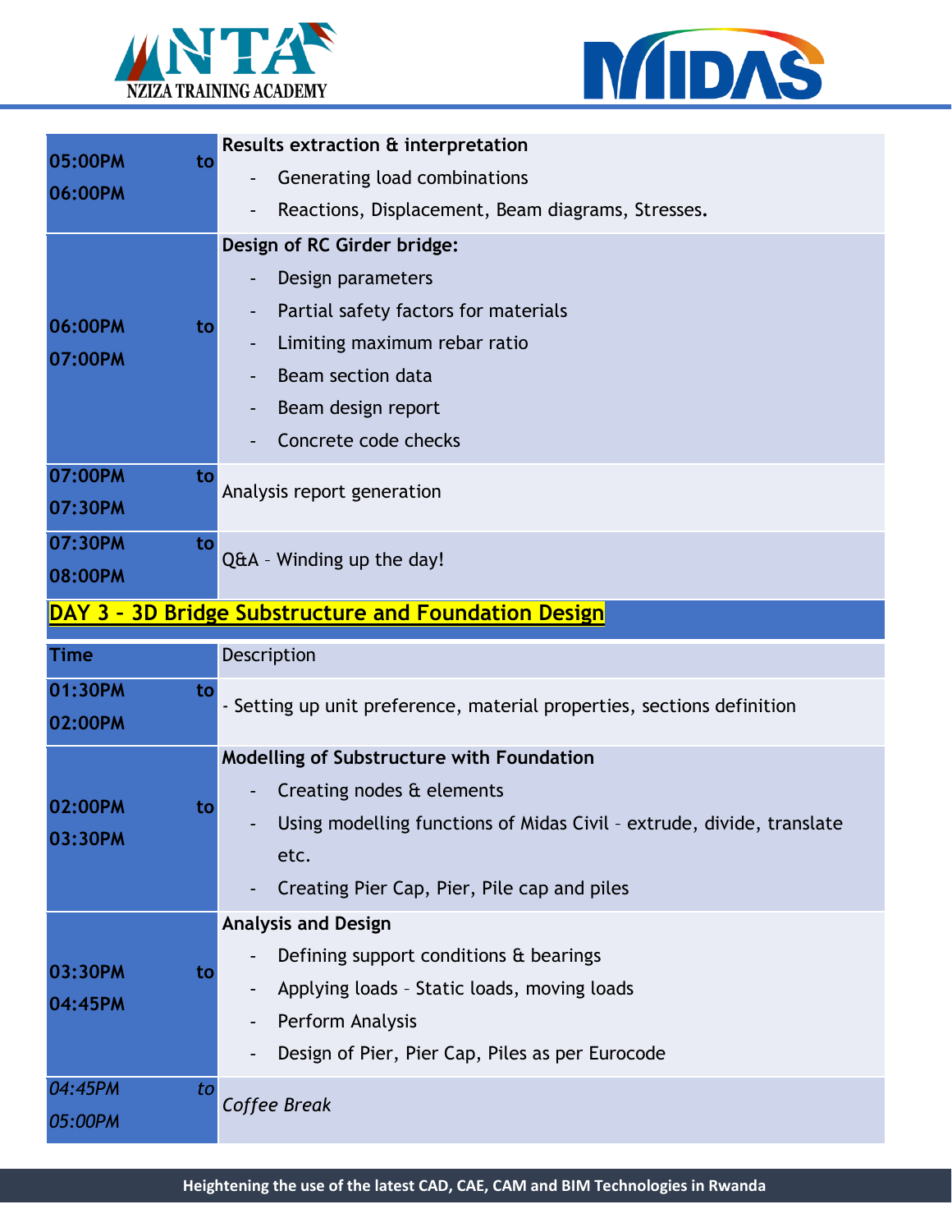| | |
|---|---|
| **05:00PM to 06:00PM** | **Results extraction & interpretation**<br>- Generating load combinations<br>- Reactions, Displacement, Beam diagrams, Stresses. |
| **06:00PM to 07:00PM** | **Design of RC Girder bridge:**<br>- Design parameters<br>- Partial safety factors for materials<br>- Limiting maximum rebar ratio<br>- Beam section data<br>- Beam design report<br>- Concrete code checks |
| **07:00PM to 07:30PM** | Analysis report generation |
| **07:30PM to 08:00PM** | Q&A – Winding up the day! |

## DAY 3 – 3D Bridge Substructure and Foundation Design

| Time | Description |
|---|---|
| **01:30PM to 02:00PM** | - Setting up unit preference, material properties, sections definition |
| **02:00PM to 03:30PM** | **Modelling of Substructure with Foundation**<br>- Creating nodes & elements<br>- Using modelling functions of Midas Civil – extrude, divide, translate etc.<br>- Creating Pier Cap, Pier, Pile cap and piles |
| **03:30PM to 04:45PM** | **Analysis and Design**<br>- Defining support conditions & bearings<br>- Applying loads – Static loads, moving loads<br>- Perform Analysis<br>- Design of Pier, Pier Cap, Piles as per Eurocode |
| *04:45PM to 05:00PM* | *Coffee Break* |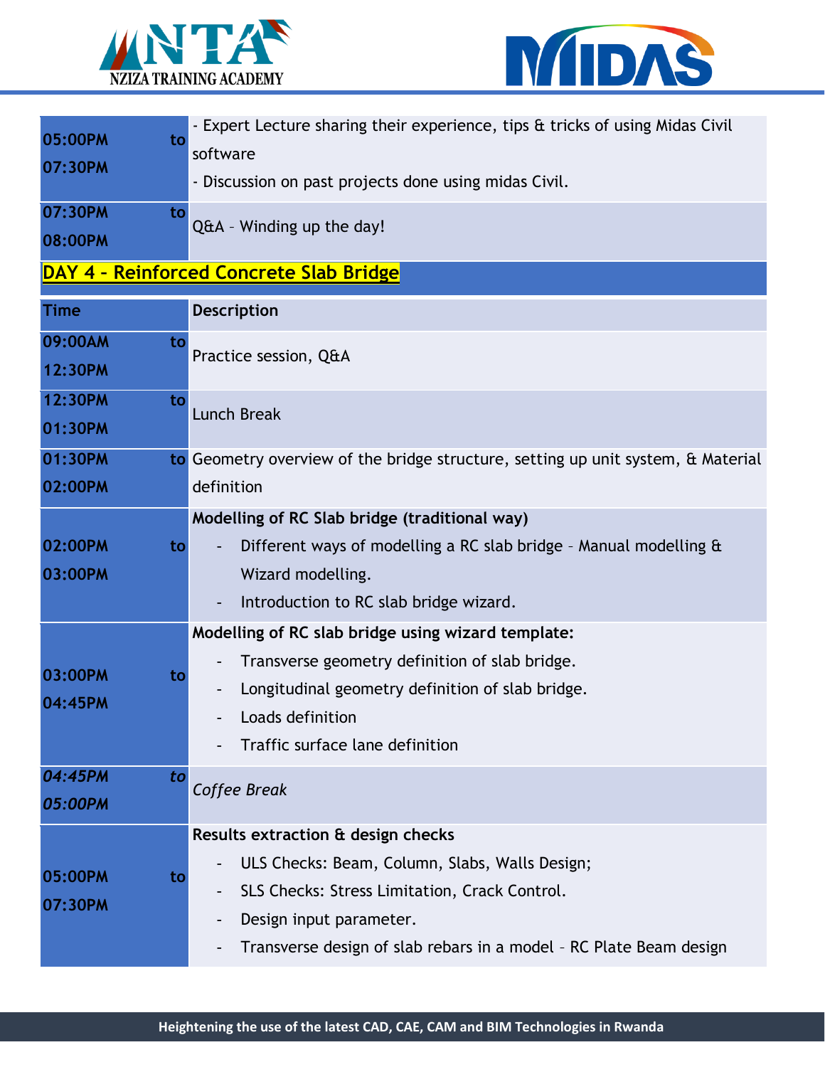| | |
|---|---|
| 05:00PM to 07:30PM | - Expert Lecture sharing their experience, tips & tricks of using Midas Civil software<br>- Discussion on past projects done using midas Civil. |
| 07:30PM to 08:00PM | Q&A – Winding up the day! |

## DAY 4 – Reinforced Concrete Slab Bridge

| Time | Description |
|---|---|
| 09:00AM to 12:30PM | Practice session, Q&A |
| 12:30PM to 01:30PM | Lunch Break |
| 01:30PM to 02:00PM | Geometry overview of the bridge structure, setting up unit system, & Material definition |
| 02:00PM to 03:00PM | **Modelling of RC Slab bridge (traditional way)**<br>- Different ways of modelling a RC slab bridge – Manual modelling & Wizard modelling.<br>- Introduction to RC slab bridge wizard. |
| 03:00PM to 04:45PM | **Modelling of RC slab bridge using wizard template:**<br>- Transverse geometry definition of slab bridge.<br>- Longitudinal geometry definition of slab bridge.<br>- Loads definition<br>- Traffic surface lane definition |
| *04:45PM to 05:00PM* | *Coffee Break* |
| 05:00PM to 07:30PM | **Results extraction & design checks**<br>- ULS Checks: Beam, Column, Slabs, Walls Design;<br>- SLS Checks: Stress Limitation, Crack Control.<br>- Design input parameter.<br>- Transverse design of slab rebars in a model – RC Plate Beam design |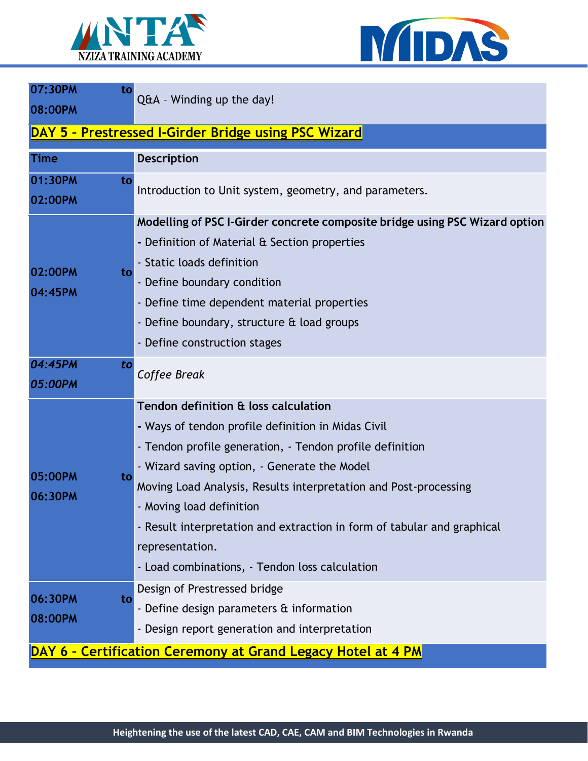| | |
|---|---|
| 07:30PM to 08:00PM | Q&A – Winding up the day! |

## DAY 5 – Prestressed I-Girder Bridge using PSC Wizard

| Time | Description |
|---|---|
| 01:30PM to 02:00PM | Introduction to Unit system, geometry, and parameters. |
| 02:00PM to 04:45PM | **Modelling of PSC I-Girder concrete composite bridge using PSC Wizard option**<br>- Definition of Material & Section properties<br>- Static loads definition<br>- Define boundary condition<br>- Define time dependent material properties<br>- Define boundary, structure & load groups<br>- Define construction stages |
| *04:45PM to 05:00PM* | *Coffee Break* |
| 05:00PM to 06:30PM | **Tendon definition & loss calculation**<br>- Ways of tendon profile definition in Midas Civil<br>- Tendon profile generation, - Tendon profile definition<br>- Wizard saving option, - Generate the Model<br>Moving Load Analysis, Results interpretation and Post-processing<br>- Moving load definition<br>- Result interpretation and extraction in form of tabular and graphical representation.<br>- Load combinations, - Tendon loss calculation |
| 06:30PM to 08:00PM | Design of Prestressed bridge<br>- Define design parameters & information<br>- Design report generation and interpretation |

## DAY 6 – Certification Ceremony at Grand Legacy Hotel at 4 PM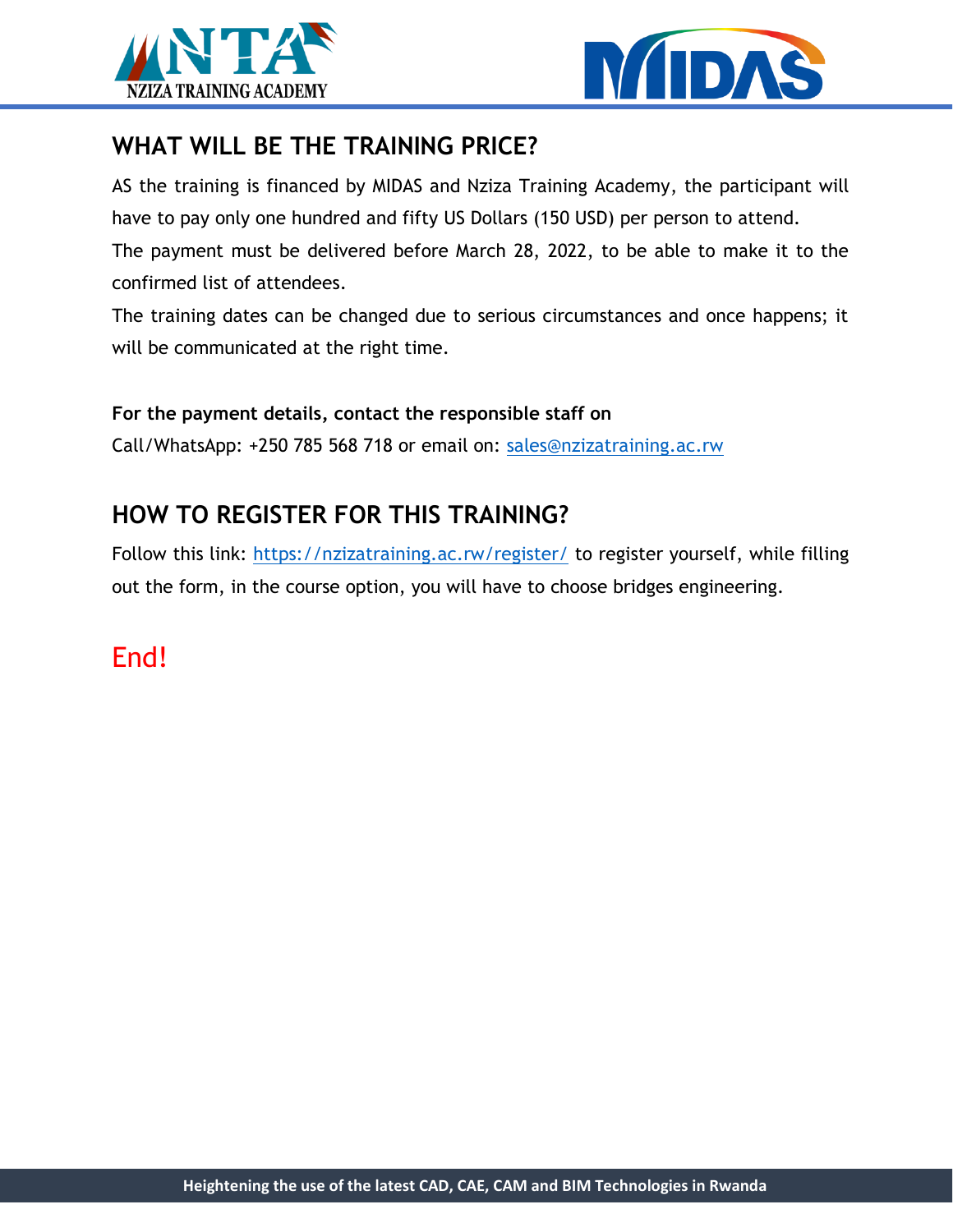## WHAT WILL BE THE TRAINING PRICE?

AS the training is financed by MIDAS and Nziza Training Academy, the participant will have to pay only one hundred and fifty US Dollars (150 USD) per person to attend.

The payment must be delivered before March 28, 2022, to be able to make it to the confirmed list of attendees.

The training dates can be changed due to serious circumstances and once happens; it will be communicated at the right time.

**For the payment details, contact the responsible staff on**

Call/WhatsApp: +250 785 568 718 or email on: sales@nzizatraining.ac.rw

## HOW TO REGISTER FOR THIS TRAINING?

Follow this link: https://nzizatraining.ac.rw/register/ to register yourself, while filling out the form, in the course option, you will have to choose bridges engineering.

End!